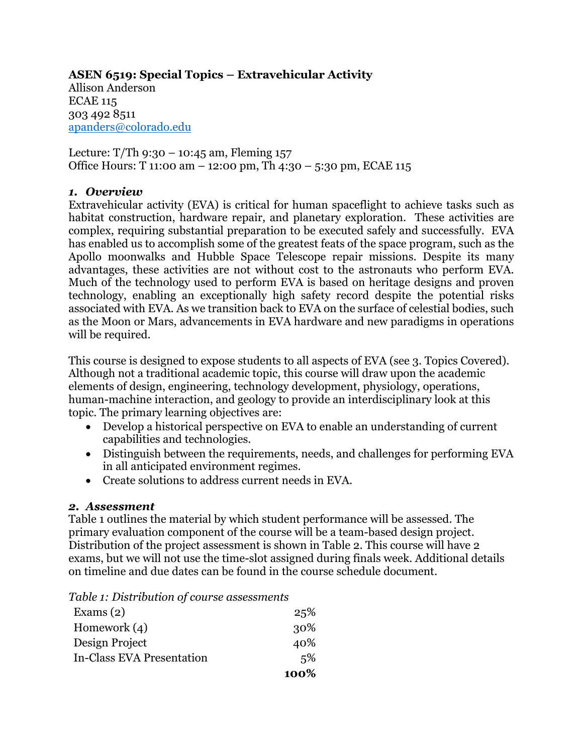**ASEN 6519: Special Topics – Extravehicular Activity**
Allison Anderson
ECAE 115
303 492 8511
apanders@colorado.edu

Lecture: T/Th 9:30 – 10:45 am, Fleming 157
Office Hours: T 11:00 am – 12:00 pm, Th 4:30 – 5:30 pm, ECAE 115

### *1. Overview*

Extravehicular activity (EVA) is critical for human spaceflight to achieve tasks such as habitat construction, hardware repair, and planetary exploration. These activities are complex, requiring substantial preparation to be executed safely and successfully. EVA has enabled us to accomplish some of the greatest feats of the space program, such as the Apollo moonwalks and Hubble Space Telescope repair missions. Despite its many advantages, these activities are not without cost to the astronauts who perform EVA. Much of the technology used to perform EVA is based on heritage designs and proven technology, enabling an exceptionally high safety record despite the potential risks associated with EVA. As we transition back to EVA on the surface of celestial bodies, such as the Moon or Mars, advancements in EVA hardware and new paradigms in operations will be required.

This course is designed to expose students to all aspects of EVA (see 3. Topics Covered). Although not a traditional academic topic, this course will draw upon the academic elements of design, engineering, technology development, physiology, operations, human-machine interaction, and geology to provide an interdisciplinary look at this topic. The primary learning objectives are:

- Develop a historical perspective on EVA to enable an understanding of current capabilities and technologies.
- Distinguish between the requirements, needs, and challenges for performing EVA in all anticipated environment regimes.
- Create solutions to address current needs in EVA.

### *2. Assessment*

Table 1 outlines the material by which student performance will be assessed. The primary evaluation component of the course will be a team-based design project. Distribution of the project assessment is shown in Table 2. This course will have 2 exams, but we will not use the time-slot assigned during finals week. Additional details on timeline and due dates can be found in the course schedule document.

*Table 1: Distribution of course assessments*

| | |
|---|---:|
| Exams (2) | 25% |
| Homework (4) | 30% |
| Design Project | 40% |
| In-Class EVA Presentation | 5% |
| | **100%** |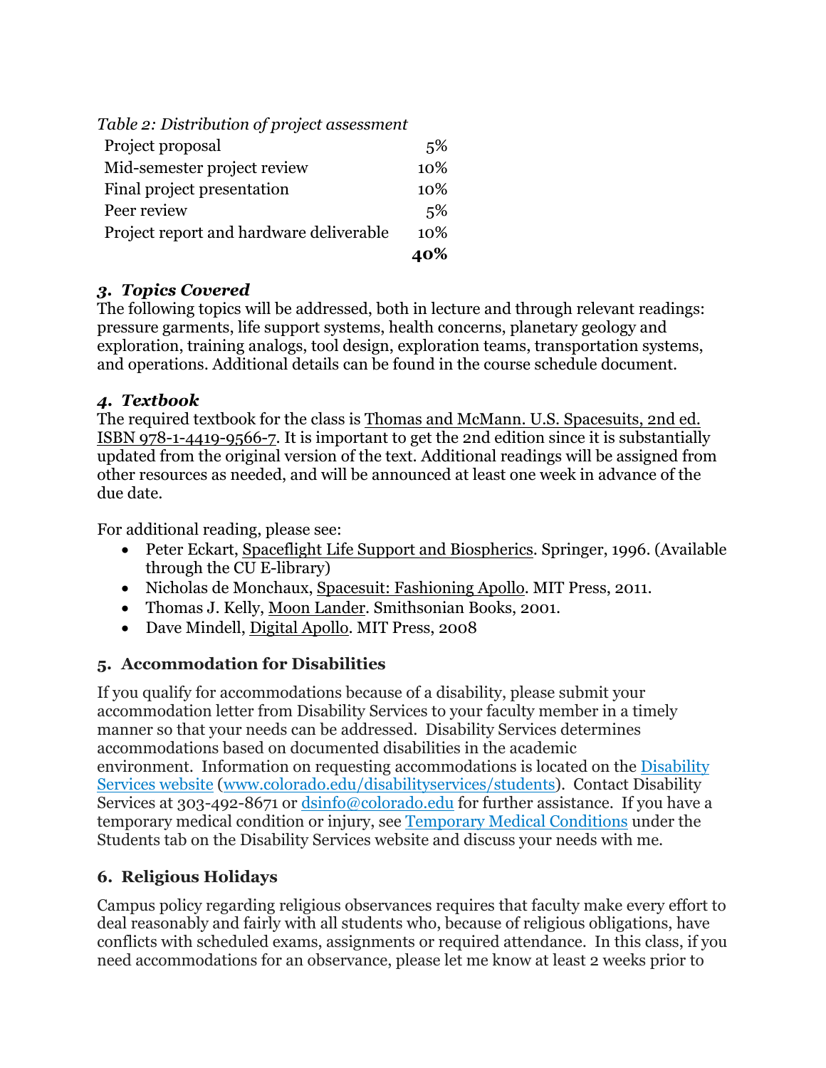*Table 2: Distribution of project assessment*

| | |
|---|---:|
| Project proposal | 5% |
| Mid-semester project review | 10% |
| Final project presentation | 10% |
| Peer review | 5% |
| Project report and hardware deliverable | 10% |
| | **40%** |

### *3. Topics Covered*

The following topics will be addressed, both in lecture and through relevant readings: pressure garments, life support systems, health concerns, planetary geology and exploration, training analogs, tool design, exploration teams, transportation systems, and operations. Additional details can be found in the course schedule document.

### *4. Textbook*

The required textbook for the class is Thomas and McMann. U.S. Spacesuits, 2nd ed. ISBN 978-1-4419-9566-7. It is important to get the 2nd edition since it is substantially updated from the original version of the text. Additional readings will be assigned from other resources as needed, and will be announced at least one week in advance of the due date.

For additional reading, please see:

- Peter Eckart, Spaceflight Life Support and Biospherics. Springer, 1996. (Available through the CU E-library)
- Nicholas de Monchaux, Spacesuit: Fashioning Apollo. MIT Press, 2011.
- Thomas J. Kelly, Moon Lander. Smithsonian Books, 2001.
- Dave Mindell, Digital Apollo. MIT Press, 2008

### 5. Accommodation for Disabilities

If you qualify for accommodations because of a disability, please submit your accommodation letter from Disability Services to your faculty member in a timely manner so that your needs can be addressed. Disability Services determines accommodations based on documented disabilities in the academic environment. Information on requesting accommodations is located on the Disability Services website (www.colorado.edu/disabilityservices/students). Contact Disability Services at 303-492-8671 or dsinfo@colorado.edu for further assistance. If you have a temporary medical condition or injury, see Temporary Medical Conditions under the Students tab on the Disability Services website and discuss your needs with me.

### 6. Religious Holidays

Campus policy regarding religious observances requires that faculty make every effort to deal reasonably and fairly with all students who, because of religious obligations, have conflicts with scheduled exams, assignments or required attendance. In this class, if you need accommodations for an observance, please let me know at least 2 weeks prior to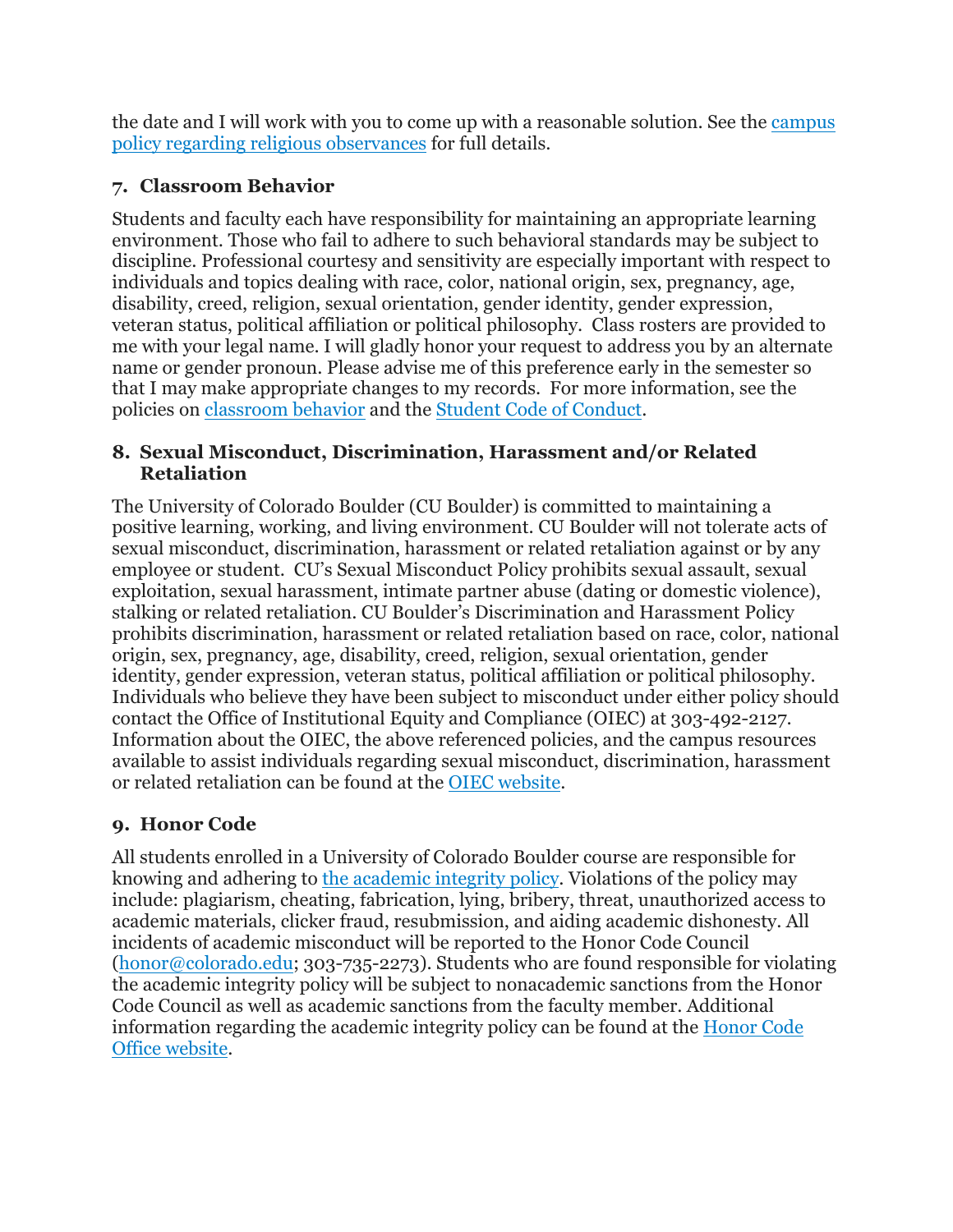the date and I will work with you to come up with a reasonable solution. See the [campus policy regarding religious observances] for full details.

### 7. Classroom Behavior

Students and faculty each have responsibility for maintaining an appropriate learning environment. Those who fail to adhere to such behavioral standards may be subject to discipline. Professional courtesy and sensitivity are especially important with respect to individuals and topics dealing with race, color, national origin, sex, pregnancy, age, disability, creed, religion, sexual orientation, gender identity, gender expression, veteran status, political affiliation or political philosophy. Class rosters are provided to me with your legal name. I will gladly honor your request to address you by an alternate name or gender pronoun. Please advise me of this preference early in the semester so that I may make appropriate changes to my records. For more information, see the policies on [classroom behavior] and the [Student Code of Conduct].

### 8. Sexual Misconduct, Discrimination, Harassment and/or Related Retaliation

The University of Colorado Boulder (CU Boulder) is committed to maintaining a positive learning, working, and living environment. CU Boulder will not tolerate acts of sexual misconduct, discrimination, harassment or related retaliation against or by any employee or student. CU's Sexual Misconduct Policy prohibits sexual assault, sexual exploitation, sexual harassment, intimate partner abuse (dating or domestic violence), stalking or related retaliation. CU Boulder's Discrimination and Harassment Policy prohibits discrimination, harassment or related retaliation based on race, color, national origin, sex, pregnancy, age, disability, creed, religion, sexual orientation, gender identity, gender expression, veteran status, political affiliation or political philosophy. Individuals who believe they have been subject to misconduct under either policy should contact the Office of Institutional Equity and Compliance (OIEC) at 303-492-2127. Information about the OIEC, the above referenced policies, and the campus resources available to assist individuals regarding sexual misconduct, discrimination, harassment or related retaliation can be found at the [OIEC website].

### 9. Honor Code

All students enrolled in a University of Colorado Boulder course are responsible for knowing and adhering to [the academic integrity policy]. Violations of the policy may include: plagiarism, cheating, fabrication, lying, bribery, threat, unauthorized access to academic materials, clicker fraud, resubmission, and aiding academic dishonesty. All incidents of academic misconduct will be reported to the Honor Code Council (honor@colorado.edu; 303-735-2273). Students who are found responsible for violating the academic integrity policy will be subject to nonacademic sanctions from the Honor Code Council as well as academic sanctions from the faculty member. Additional information regarding the academic integrity policy can be found at the [Honor Code Office website].